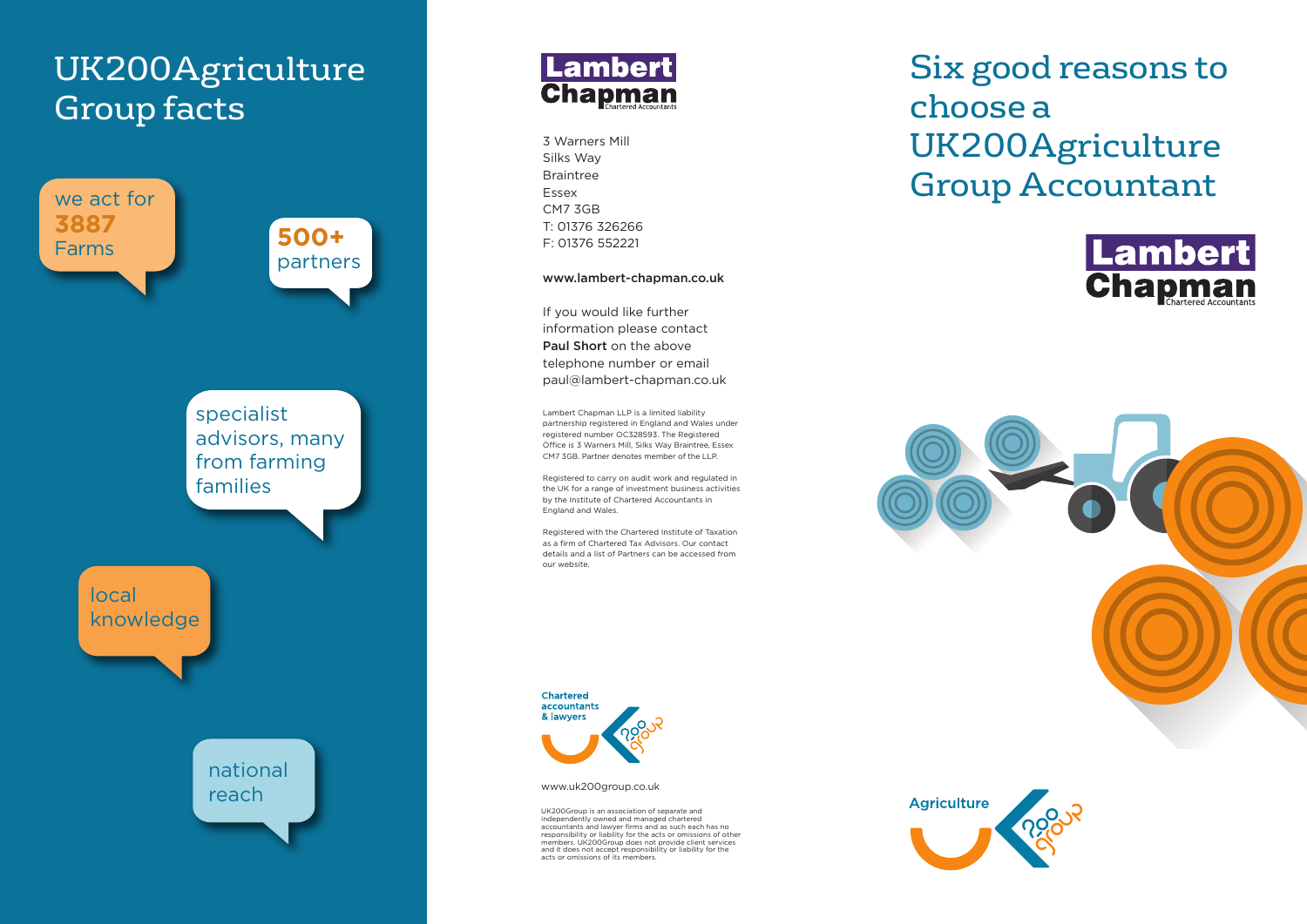# UK200Agriculture Group facts

we act for **3887** Farms

**500+** partners

specialist advisors, many from farming families

local knowledge

national reach

**Lambert Chapman**
Chartered Accountants

3 Warners Mill
Silks Way
Braintree
Essex
CM7 3GB
T: 01376 326266
F: 01376 552221

**www.lambert-chapman.co.uk**

If you would like further information please contact **Paul Short** on the above telephone number or email paul@lambert-chapman.co.uk

Lambert Chapman LLP is a limited liability partnership registered in England and Wales under registered number OC328593. The Registered Office is 3 Warners Mill, Silks Way Braintree, Essex CM7 3GB. Partner denotes member of the LLP.

Registered to carry on audit work and regulated in the UK for a range of investment business activities by the Institute of Chartered Accountants in England and Wales.

Registered with the Chartered Institute of Taxation as a firm of Chartered Tax Advisors. Our contact details and a list of Partners can be accessed from our website.

Chartered accountants & lawyers
200 group

www.uk200group.co.uk

UK200Group is an association of separate and independently owned and managed chartered accountants and lawyer firms and as such each has no responsibility or liability for the acts or omissions of other members. UK200Group does not provide client services and it does not accept responsibility or liability for the acts or omissions of its members.

# Six good reasons to choose a UK200Agriculture Group Accountant

**Lambert Chapman**
Chartered Accountants

Agriculture
200 group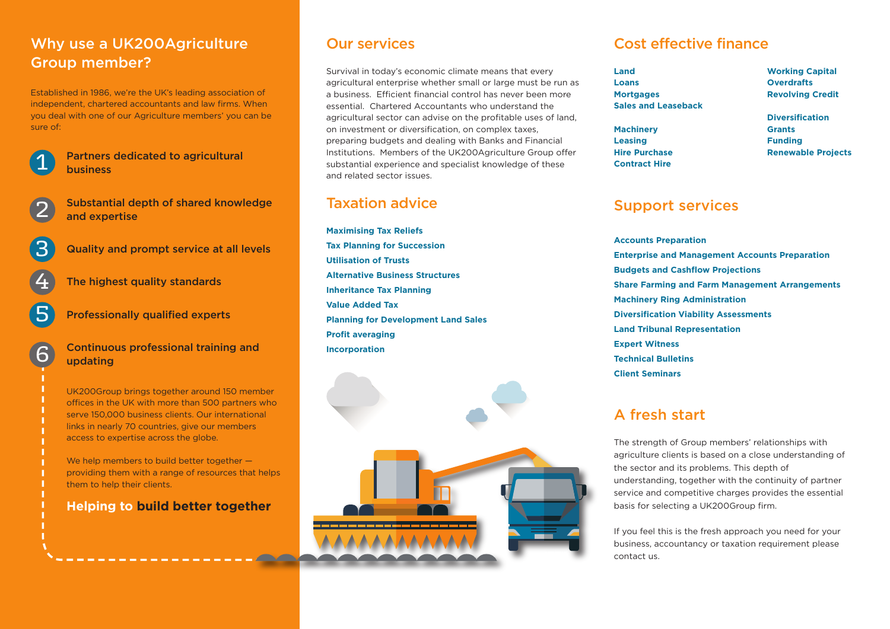## Why use a UK200Agriculture Group member?

Established in 1986, we're the UK's leading association of independent, chartered accountants and law firms. When you deal with one of our Agriculture members' you can be sure of:

1. Partners dedicated to agricultural business
2. Substantial depth of shared knowledge and expertise
3. Quality and prompt service at all levels
4. The highest quality standards
5. Professionally qualified experts
6. Continuous professional training and updating

UK200Group brings together around 150 member offices in the UK with more than 500 partners who serve 150,000 business clients. Our international links in nearly 70 countries, give our members access to expertise across the globe.

We help members to build better together — providing them with a range of resources that helps them to help their clients.

**Helping to build better together**

## Our services

Survival in today's economic climate means that every agricultural enterprise whether small or large must be run as a business. Efficient financial control has never been more essential. Chartered Accountants who understand the agricultural sector can advise on the profitable uses of land, on investment or diversification, on complex taxes, preparing budgets and dealing with Banks and Financial Institutions. Members of the UK200Agriculture Group offer substantial experience and specialist knowledge of these and related sector issues.

## Taxation advice

- Maximising Tax Reliefs
- Tax Planning for Succession
- Utilisation of Trusts
- Alternative Business Structures
- Inheritance Tax Planning
- Value Added Tax
- Planning for Development Land Sales
- Profit averaging
- Incorporation

## Cost effective finance

**Land**
- Loans
- Mortgages
- Sales and Leaseback

**Machinery**
- Leasing
- Hire Purchase
- Contract Hire

**Working Capital**
- Overdrafts
- Revolving Credit

**Diversification**
- Grants
- Funding
- Renewable Projects

## Support services

- Accounts Preparation
- Enterprise and Management Accounts Preparation
- Budgets and Cashflow Projections
- Share Farming and Farm Management Arrangements
- Machinery Ring Administration
- Diversification Viability Assessments
- Land Tribunal Representation
- Expert Witness
- Technical Bulletins
- Client Seminars

## A fresh start

The strength of Group members' relationships with agriculture clients is based on a close understanding of the sector and its problems. This depth of understanding, together with the continuity of partner service and competitive charges provides the essential basis for selecting a UK200Group firm.

If you feel this is the fresh approach you need for your business, accountancy or taxation requirement please contact us.